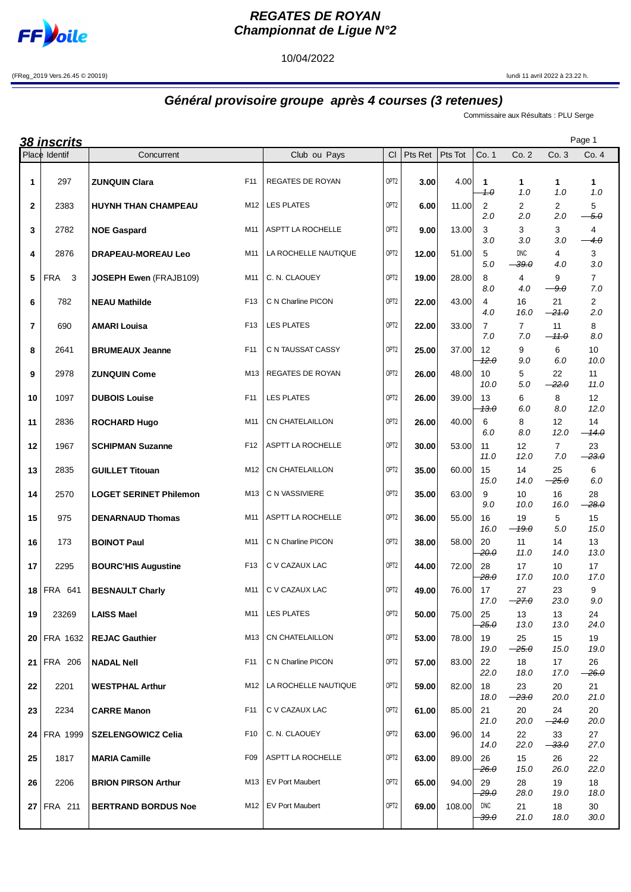# REGATES DE ROYAN
## Championnat de Ligue N°2

10/04/2022

(FReg_2019 Vers.26.45 © 20019)

lundi 11 avril 2022 à 23.22 h.

## Général provisoire groupe après 4 courses (3 retenues)

Commissaire aux Résultats : PLU Serge

**38 inscrits**

| Place | Identif | Concurrent | | Club ou Pays | Cl | Pts Ret | Pts Tot | Co. 1 | Co. 2 | Co. 3 | Co. 4 |
|---|---|---|---|---|---|---|---|---|---|---|---|
| 1 | 297 | **ZUNQUIN Clara** | F11 | REGATES DE ROYAN | OPT2 | **3.00** | 4.00 | **1** ~~1.0~~ | **1** 1.0 | **1** 1.0 | **1** 1.0 |
| 2 | 2383 | **HUYNH THAN CHAMPEAU** | M12 | LES PLATES | OPT2 | **6.00** | 11.00 | 2 2.0 | 2 2.0 | 2 2.0 | 5 ~~5.0~~ |
| 3 | 2782 | **NOE Gaspard** | M11 | ASPTT LA ROCHELLE | OPT2 | **9.00** | 13.00 | 3 3.0 | 3 3.0 | 3 3.0 | 4 ~~4.0~~ |
| 4 | 2876 | **DRAPEAU-MOREAU Leo** | M11 | LA ROCHELLE NAUTIQUE | OPT2 | **12.00** | 51.00 | 5 5.0 | DNC ~~39.0~~ | 4 4.0 | 3 3.0 |
| 5 | FRA 3 | **JOSEPH Ewen** (FRAJB109) | M11 | C. N. CLAOUEY | OPT2 | **19.00** | 28.00 | 8 8.0 | 4 4.0 | 9 ~~9.0~~ | 7 7.0 |
| 6 | 782 | **NEAU Mathilde** | F13 | C N Charline PICON | OPT2 | **22.00** | 43.00 | 4 4.0 | 16 16.0 | 21 ~~21.0~~ | 2 2.0 |
| 7 | 690 | **AMARI Louisa** | F13 | LES PLATES | OPT2 | **22.00** | 33.00 | 7 7.0 | 7 7.0 | 11 ~~11.0~~ | 8 8.0 |
| 8 | 2641 | **BRUMEAUX Jeanne** | F11 | C N TAUSSAT CASSY | OPT2 | **25.00** | 37.00 | 12 ~~12.0~~ | 9 9.0 | 6 6.0 | 10 10.0 |
| 9 | 2978 | **ZUNQUIN Come** | M13 | REGATES DE ROYAN | OPT2 | **26.00** | 48.00 | 10 10.0 | 5 5.0 | 22 ~~22.0~~ | 11 11.0 |
| 10 | 1097 | **DUBOIS Louise** | F11 | LES PLATES | OPT2 | **26.00** | 39.00 | 13 ~~13.0~~ | 6 6.0 | 8 8.0 | 12 12.0 |
| 11 | 2836 | **ROCHARD Hugo** | M11 | CN CHATELAILLON | OPT2 | **26.00** | 40.00 | 6 6.0 | 8 8.0 | 12 12.0 | 14 ~~14.0~~ |
| 12 | 1967 | **SCHIPMAN Suzanne** | F12 | ASPTT LA ROCHELLE | OPT2 | **30.00** | 53.00 | 11 11.0 | 12 12.0 | 7 7.0 | 23 ~~23.0~~ |
| 13 | 2835 | **GUILLET Titouan** | M12 | CN CHATELAILLON | OPT2 | **35.00** | 60.00 | 15 15.0 | 14 14.0 | 25 ~~25.0~~ | 6 6.0 |
| 14 | 2570 | **LOGET SERINET Philemon** | M13 | C N VASSIVIERE | OPT2 | **35.00** | 63.00 | 9 9.0 | 10 10.0 | 16 16.0 | 28 ~~28.0~~ |
| 15 | 975 | **DENARNAUD Thomas** | M11 | ASPTT LA ROCHELLE | OPT2 | **36.00** | 55.00 | 16 16.0 | 19 ~~19.0~~ | 5 5.0 | 15 15.0 |
| 16 | 173 | **BOINOT Paul** | M11 | C N Charline PICON | OPT2 | **38.00** | 58.00 | 20 ~~20.0~~ | 11 11.0 | 14 14.0 | 13 13.0 |
| 17 | 2295 | **BOURC'HIS Augustine** | F13 | C V CAZAUX LAC | OPT2 | **44.00** | 72.00 | 28 ~~28.0~~ | 17 17.0 | 10 10.0 | 17 17.0 |
| 18 | FRA 641 | **BESNAULT Charly** | M11 | C V CAZAUX LAC | OPT2 | **49.00** | 76.00 | 17 17.0 | 27 ~~27.0~~ | 23 23.0 | 9 9.0 |
| 19 | 23269 | **LAISS Mael** | M11 | LES PLATES | OPT2 | **50.00** | 75.00 | 25 ~~25.0~~ | 13 13.0 | 13 13.0 | 24 24.0 |
| 20 | FRA 1632 | **REJAC Gauthier** | M13 | CN CHATELAILLON | OPT2 | **53.00** | 78.00 | 19 19.0 | 25 ~~25.0~~ | 15 15.0 | 19 19.0 |
| 21 | FRA 206 | **NADAL Nell** | F11 | C N Charline PICON | OPT2 | **57.00** | 83.00 | 22 22.0 | 18 18.0 | 17 17.0 | 26 ~~26.0~~ |
| 22 | 2201 | **WESTPHAL Arthur** | M12 | LA ROCHELLE NAUTIQUE | OPT2 | **59.00** | 82.00 | 18 18.0 | 23 ~~23.0~~ | 20 20.0 | 21 21.0 |
| 23 | 2234 | **CARRE Manon** | F11 | C V CAZAUX LAC | OPT2 | **61.00** | 85.00 | 21 21.0 | 20 20.0 | 24 ~~24.0~~ | 20 20.0 |
| 24 | FRA 1999 | **SZELENGOWICZ Celia** | F10 | C. N. CLAOUEY | OPT2 | **63.00** | 96.00 | 14 14.0 | 22 22.0 | 33 ~~33.0~~ | 27 27.0 |
| 25 | 1817 | **MARIA Camille** | F09 | ASPTT LA ROCHELLE | OPT2 | **63.00** | 89.00 | 26 ~~26.0~~ | 15 15.0 | 26 26.0 | 22 22.0 |
| 26 | 2206 | **BRION PIRSON Arthur** | M13 | EV Port Maubert | OPT2 | **65.00** | 94.00 | 29 ~~29.0~~ | 28 28.0 | 19 19.0 | 18 18.0 |
| 27 | FRA 211 | **BERTRAND BORDUS Noe** | M12 | EV Port Maubert | OPT2 | **69.00** | 108.00 | DNC ~~39.0~~ | 21 21.0 | 18 18.0 | 30 30.0 |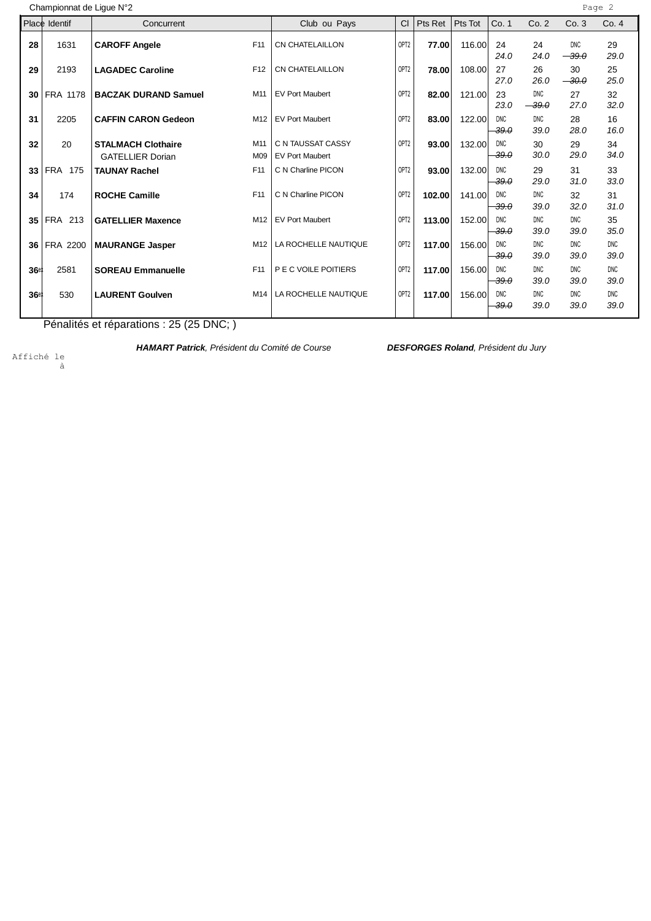Championnat de Ligue N°2

| Place | Identif | Concurrent | | Club ou Pays | Cl | Pts Ret | Pts Tot | Co. 1 | Co. 2 | Co. 3 | Co. 4 |
|---|---|---|---|---|---|---|---|---|---|---|---|
| **28** | 1631 | **CAROFF Angele** | F11 | CN CHATELAILLON | OPT2 | **77.00** | 116.00 | 24 24.0 | 24 24.0 | DNC ~~39.0~~ | 29 29.0 |
| **29** | 2193 | **LAGADEC Caroline** | F12 | CN CHATELAILLON | OPT2 | **78.00** | 108.00 | 27 27.0 | 26 26.0 | 30 ~~30.0~~ | 25 25.0 |
| **30** | FRA 1178 | **BACZAK DURAND Samuel** | M11 | EV Port Maubert | OPT2 | **82.00** | 121.00 | 23 23.0 | DNC ~~39.0~~ | 27 27.0 | 32 32.0 |
| **31** | 2205 | **CAFFIN CARON Gedeon** | M12 | EV Port Maubert | OPT2 | **83.00** | 122.00 | DNC ~~39.0~~ | DNC 39.0 | 28 28.0 | 16 16.0 |
| **32** | 20 | **STALMACH Clothaire** GATELLIER Dorian | M11 M09 | C N TAUSSAT CASSY EV Port Maubert | OPT2 | **93.00** | 132.00 | DNC ~~39.0~~ | 30 30.0 | 29 29.0 | 34 34.0 |
| **33** | FRA 175 | **TAUNAY Rachel** | F11 | C N Charline PICON | OPT2 | **93.00** | 132.00 | DNC ~~39.0~~ | 29 29.0 | 31 31.0 | 33 33.0 |
| **34** | 174 | **ROCHE Camille** | F11 | C N Charline PICON | OPT2 | **102.00** | 141.00 | DNC ~~39.0~~ | DNC 39.0 | 32 32.0 | 31 31.0 |
| **35** | FRA 213 | **GATELLIER Maxence** | M12 | EV Port Maubert | OPT2 | **113.00** | 152.00 | DNC ~~39.0~~ | DNC 39.0 | DNC 39.0 | 35 35.0 |
| **36** | FRA 2200 | **MAURANGE Jasper** | M12 | LA ROCHELLE NAUTIQUE | OPT2 | **117.00** | 156.00 | DNC ~~39.0~~ | DNC 39.0 | DNC 39.0 | DNC 39.0 |
| **36ex** | 2581 | **SOREAU Emmanuelle** | F11 | P E C VOILE POITIERS | OPT2 | **117.00** | 156.00 | DNC ~~39.0~~ | DNC 39.0 | DNC 39.0 | DNC 39.0 |
| **36ex** | 530 | **LAURENT Goulven** | M14 | LA ROCHELLE NAUTIQUE | OPT2 | **117.00** | 156.00 | DNC ~~39.0~~ | DNC 39.0 | DNC 39.0 | DNC 39.0 |

Pénalités et réparations : 25 (25 DNC; )

***HAMART Patrick**, Président du Comité de Course* *DESFORGES Roland, Président du Jury*

Affiché le
à